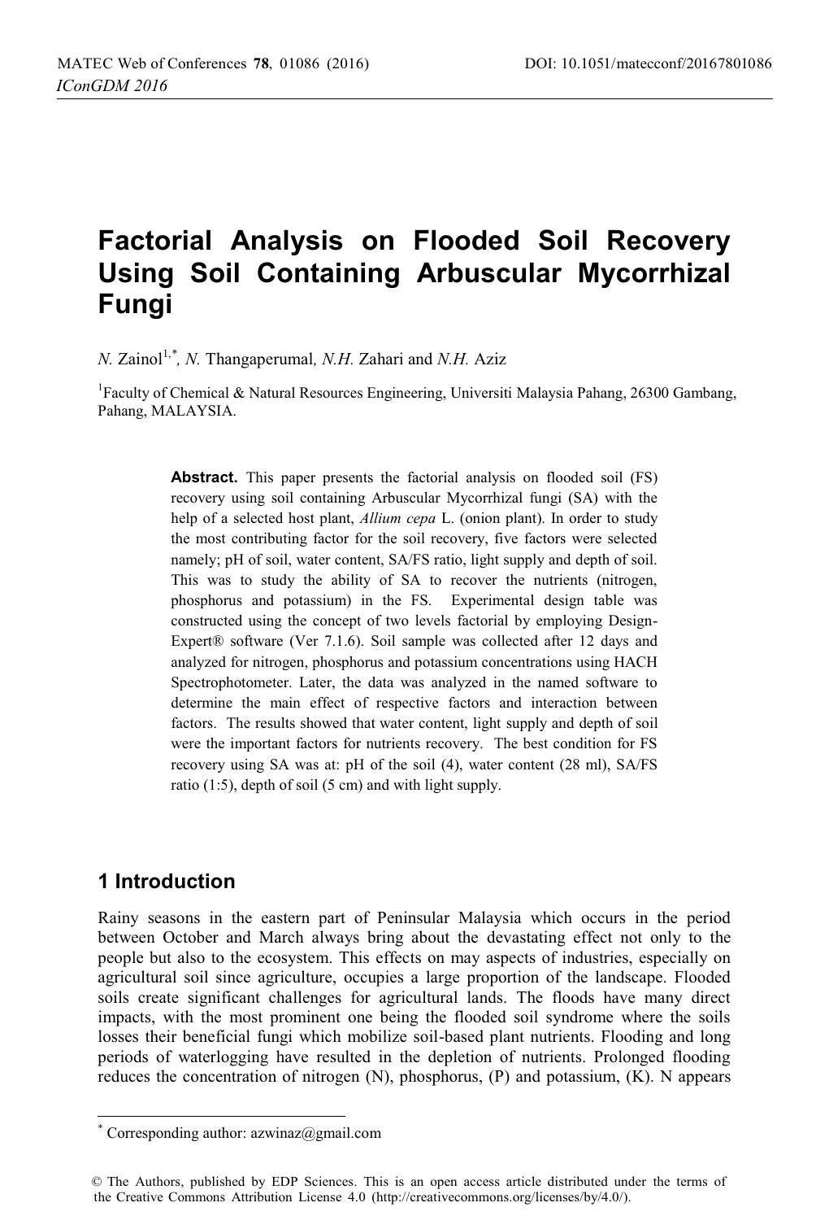# Factorial Analysis on Flooded Soil Recovery Using Soil Containing Arbuscular Mycorrhizal Fungi

*N.* Zainol[1,*], *N.* Thangaperumal, *N.H.* Zahari and *N.H.* Aziz

[1]Faculty of Chemical & Natural Resources Engineering, Universiti Malaysia Pahang, 26300 Gambang, Pahang, MALAYSIA.

**Abstract.** This paper presents the factorial analysis on flooded soil (FS) recovery using soil containing Arbuscular Mycorrhizal fungi (SA) with the help of a selected host plant, *Allium cepa* L. (onion plant). In order to study the most contributing factor for the soil recovery, five factors were selected namely; pH of soil, water content, SA/FS ratio, light supply and depth of soil. This was to study the ability of SA to recover the nutrients (nitrogen, phosphorus and potassium) in the FS. Experimental design table was constructed using the concept of two levels factorial by employing Design-Expert® software (Ver 7.1.6). Soil sample was collected after 12 days and analyzed for nitrogen, phosphorus and potassium concentrations using HACH Spectrophotometer. Later, the data was analyzed in the named software to determine the main effect of respective factors and interaction between factors. The results showed that water content, light supply and depth of soil were the important factors for nutrients recovery. The best condition for FS recovery using SA was at: pH of the soil (4), water content (28 ml), SA/FS ratio (1:5), depth of soil (5 cm) and with light supply.

## 1 Introduction

Rainy seasons in the eastern part of Peninsular Malaysia which occurs in the period between October and March always bring about the devastating effect not only to the people but also to the ecosystem. This effects on may aspects of industries, especially on agricultural soil since agriculture, occupies a large proportion of the landscape. Flooded soils create significant challenges for agricultural lands. The floods have many direct impacts, with the most prominent one being the flooded soil syndrome where the soils losses their beneficial fungi which mobilize soil-based plant nutrients. Flooding and long periods of waterlogging have resulted in the depletion of nutrients. Prolonged flooding reduces the concentration of nitrogen (N), phosphorus, (P) and potassium, (K). N appears

[*] Corresponding author: azwinaz@gmail.com

© The Authors, published by EDP Sciences. This is an open access article distributed under the terms of the Creative Commons Attribution License 4.0 (http://creativecommons.org/licenses/by/4.0/).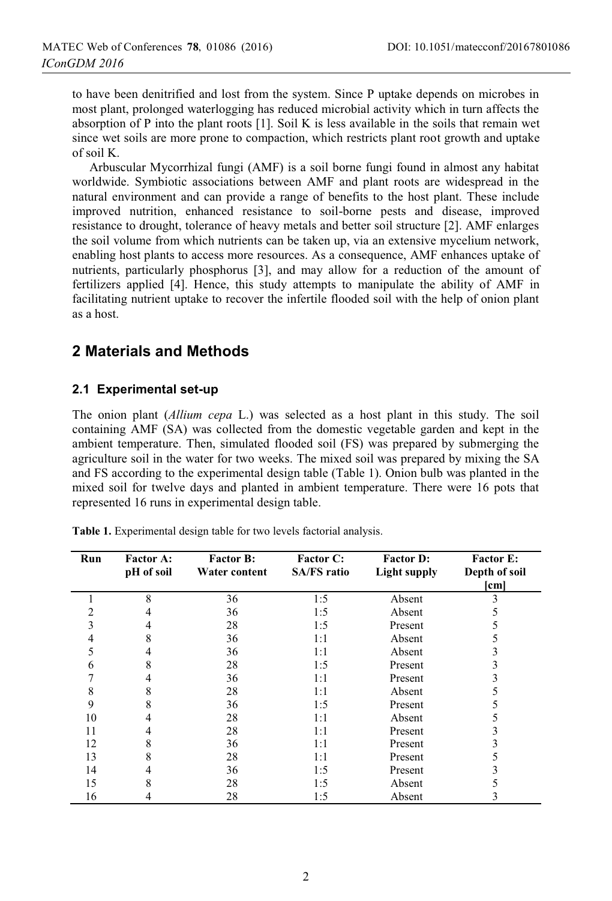to have been denitrified and lost from the system. Since P uptake depends on microbes in most plant, prolonged waterlogging has reduced microbial activity which in turn affects the absorption of P into the plant roots [1]. Soil K is less available in the soils that remain wet since wet soils are more prone to compaction, which restricts plant root growth and uptake of soil K.

Arbuscular Mycorrhizal fungi (AMF) is a soil borne fungi found in almost any habitat worldwide. Symbiotic associations between AMF and plant roots are widespread in the natural environment and can provide a range of benefits to the host plant. These include improved nutrition, enhanced resistance to soil-borne pests and disease, improved resistance to drought, tolerance of heavy metals and better soil structure [2]. AMF enlarges the soil volume from which nutrients can be taken up, via an extensive mycelium network, enabling host plants to access more resources. As a consequence, AMF enhances uptake of nutrients, particularly phosphorus [3], and may allow for a reduction of the amount of fertilizers applied [4]. Hence, this study attempts to manipulate the ability of AMF in facilitating nutrient uptake to recover the infertile flooded soil with the help of onion plant as a host.

## 2 Materials and Methods

### 2.1 Experimental set-up

The onion plant (*Allium cepa* L.) was selected as a host plant in this study. The soil containing AMF (SA) was collected from the domestic vegetable garden and kept in the ambient temperature. Then, simulated flooded soil (FS) was prepared by submerging the agriculture soil in the water for two weeks. The mixed soil was prepared by mixing the SA and FS according to the experimental design table (Table 1). Onion bulb was planted in the mixed soil for twelve days and planted in ambient temperature. There were 16 pots that represented 16 runs in experimental design table.

**Table 1.** Experimental design table for two levels factorial analysis.

| Run | Factor A: pH of soil | Factor B: Water content | Factor C: SA/FS ratio | Factor D: Light supply | Factor E: Depth of soil [cm] |
|---|---|---|---|---|---|
| 1 | 8 | 36 | 1:5 | Absent | 3 |
| 2 | 4 | 36 | 1:5 | Absent | 5 |
| 3 | 4 | 28 | 1:5 | Present | 5 |
| 4 | 8 | 36 | 1:1 | Absent | 5 |
| 5 | 4 | 36 | 1:1 | Absent | 3 |
| 6 | 8 | 28 | 1:5 | Present | 3 |
| 7 | 4 | 36 | 1:1 | Present | 3 |
| 8 | 8 | 28 | 1:1 | Absent | 5 |
| 9 | 8 | 36 | 1:5 | Present | 5 |
| 10 | 4 | 28 | 1:1 | Absent | 5 |
| 11 | 4 | 28 | 1:1 | Present | 3 |
| 12 | 8 | 36 | 1:1 | Present | 3 |
| 13 | 8 | 28 | 1:1 | Present | 5 |
| 14 | 4 | 36 | 1:5 | Present | 3 |
| 15 | 8 | 28 | 1:5 | Absent | 5 |
| 16 | 4 | 28 | 1:5 | Absent | 3 |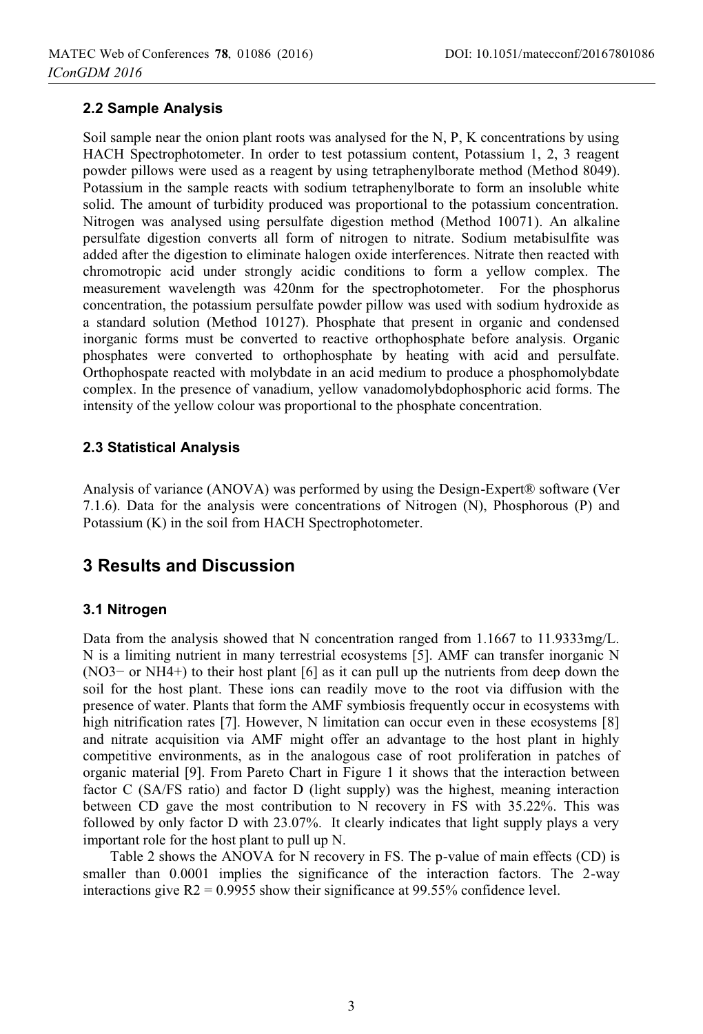### 2.2 Sample Analysis

Soil sample near the onion plant roots was analysed for the N, P, K concentrations by using HACH Spectrophotometer. In order to test potassium content, Potassium 1, 2, 3 reagent powder pillows were used as a reagent by using tetraphenylborate method (Method 8049). Potassium in the sample reacts with sodium tetraphenylborate to form an insoluble white solid. The amount of turbidity produced was proportional to the potassium concentration. Nitrogen was analysed using persulfate digestion method (Method 10071). An alkaline persulfate digestion converts all form of nitrogen to nitrate. Sodium metabisulfite was added after the digestion to eliminate halogen oxide interferences. Nitrate then reacted with chromotropic acid under strongly acidic conditions to form a yellow complex. The measurement wavelength was 420nm for the spectrophotometer. For the phosphorus concentration, the potassium persulfate powder pillow was used with sodium hydroxide as a standard solution (Method 10127). Phosphate that present in organic and condensed inorganic forms must be converted to reactive orthophosphate before analysis. Organic phosphates were converted to orthophosphate by heating with acid and persulfate. Orthophospate reacted with molybdate in an acid medium to produce a phosphomolybdate complex. In the presence of vanadium, yellow vanadomolybdophosphoric acid forms. The intensity of the yellow colour was proportional to the phosphate concentration.

### 2.3 Statistical Analysis

Analysis of variance (ANOVA) was performed by using the Design-Expert® software (Ver 7.1.6). Data for the analysis were concentrations of Nitrogen (N), Phosphorous (P) and Potassium (K) in the soil from HACH Spectrophotometer.

## 3 Results and Discussion

### 3.1 Nitrogen

Data from the analysis showed that N concentration ranged from 1.1667 to 11.9333mg/L. N is a limiting nutrient in many terrestrial ecosystems [5]. AMF can transfer inorganic N ($NO_3^-$ or $NH_4^+$) to their host plant [6] as it can pull up the nutrients from deep down the soil for the host plant. These ions can readily move to the root via diffusion with the presence of water. Plants that form the AMF symbiosis frequently occur in ecosystems with high nitrification rates [7]. However, N limitation can occur even in these ecosystems [8] and nitrate acquisition via AMF might offer an advantage to the host plant in highly competitive environments, as in the analogous case of root proliferation in patches of organic material [9]. From Pareto Chart in Figure 1 it shows that the interaction between factor C (SA/FS ratio) and factor D (light supply) was the highest, meaning interaction between CD gave the most contribution to N recovery in FS with 35.22%. This was followed by only factor D with 23.07%. It clearly indicates that light supply plays a very important role for the host plant to pull up N.

Table 2 shows the ANOVA for N recovery in FS. The p-value of main effects (CD) is smaller than 0.0001 implies the significance of the interaction factors. The 2-way interactions give $R2 = 0.9955$ show their significance at 99.55% confidence level.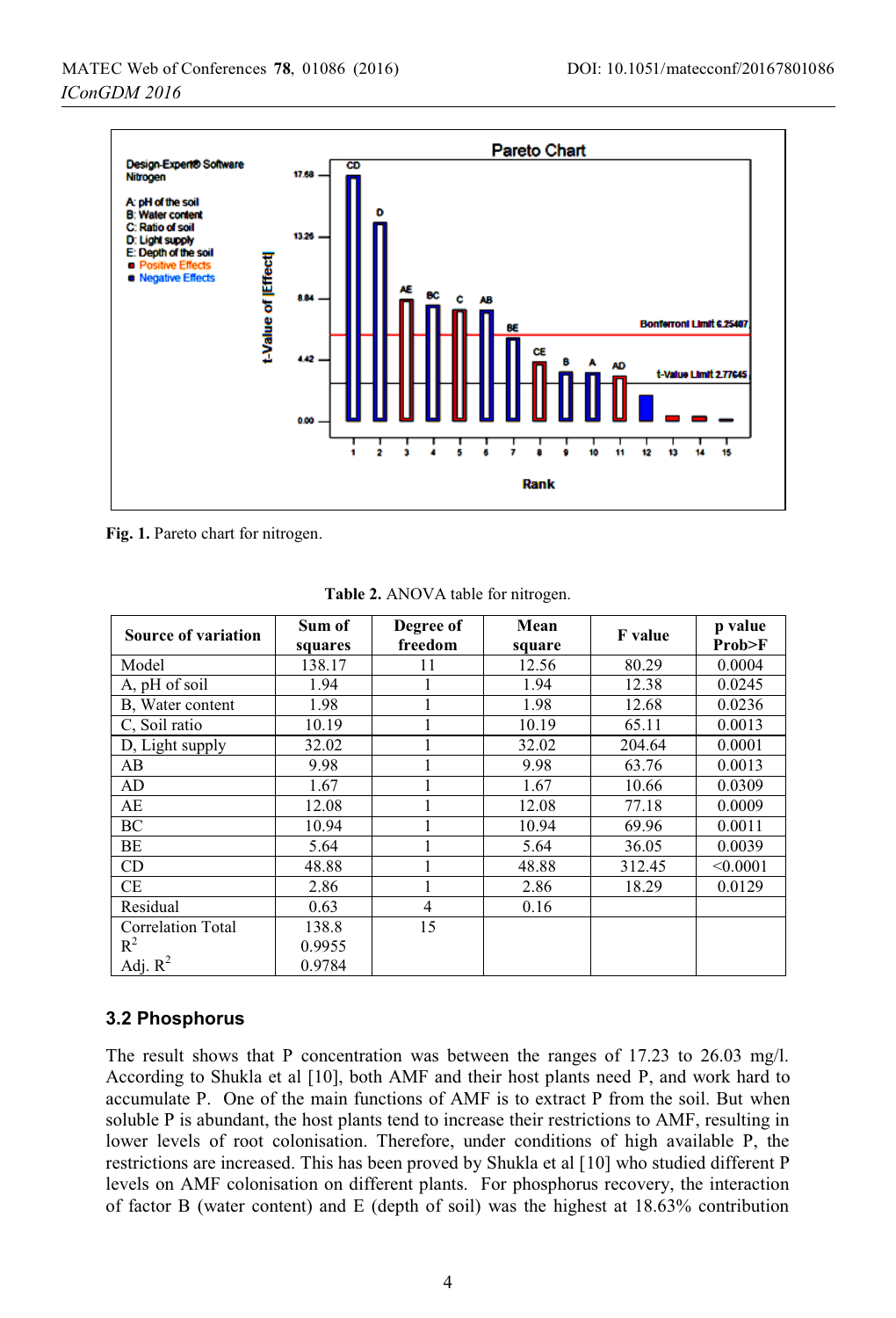Fig. 1. Pareto chart for nitrogen.

Table 2. ANOVA table for nitrogen.

| Source of variation | Sum of squares | Degree of freedom | Mean square | F value | p value Prob>F |
|---|---|---|---|---|---|
| Model | 138.17 | 11 | 12.56 | 80.29 | 0.0004 |
| A, pH of soil | 1.94 | 1 | 1.94 | 12.38 | 0.0245 |
| B, Water content | 1.98 | 1 | 1.98 | 12.68 | 0.0236 |
| C, Soil ratio | 10.19 | 1 | 10.19 | 65.11 | 0.0013 |
| D, Light supply | 32.02 | 1 | 32.02 | 204.64 | 0.0001 |
| AB | 9.98 | 1 | 9.98 | 63.76 | 0.0013 |
| AD | 1.67 | 1 | 1.67 | 10.66 | 0.0309 |
| AE | 12.08 | 1 | 12.08 | 77.18 | 0.0009 |
| BC | 10.94 | 1 | 10.94 | 69.96 | 0.0011 |
| BE | 5.64 | 1 | 5.64 | 36.05 | 0.0039 |
| CD | 48.88 | 1 | 48.88 | 312.45 | <0.0001 |
| CE | 2.86 | 1 | 2.86 | 18.29 | 0.0129 |
| Residual | 0.63 | 4 | 0.16 | | |
| Correlation Total | 138.8 | 15 | | | |
| $R^2$ | 0.9955 | | | | |
| Adj. $R^2$ | 0.9784 | | | | |

### 3.2 Phosphorus

The result shows that P concentration was between the ranges of 17.23 to 26.03 mg/l. According to Shukla et al [10], both AMF and their host plants need P, and work hard to accumulate P. One of the main functions of AMF is to extract P from the soil. But when soluble P is abundant, the host plants tend to increase their restrictions to AMF, resulting in lower levels of root colonisation. Therefore, under conditions of high available P, the restrictions are increased. This has been proved by Shukla et al [10] who studied different P levels on AMF colonisation on different plants. For phosphorus recovery, the interaction of factor B (water content) and E (depth of soil) was the highest at 18.63% contribution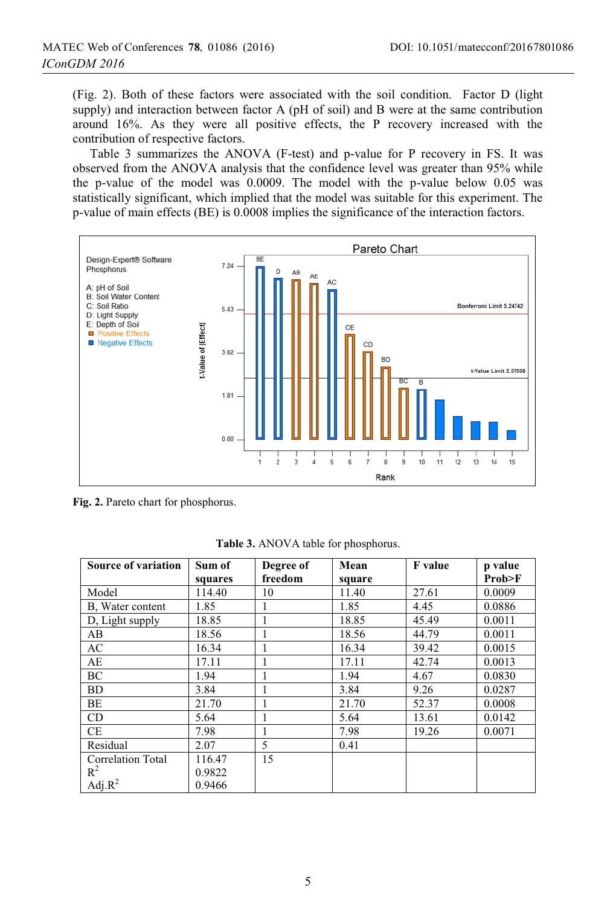(Fig. 2). Both of these factors were associated with the soil condition. Factor D (light supply) and interaction between factor A (pH of soil) and B were at the same contribution around 16%. As they were all positive effects, the P recovery increased with the contribution of respective factors.

Table 3 summarizes the ANOVA (F-test) and p-value for P recovery in FS. It was observed from the ANOVA analysis that the confidence level was greater than 95% while the p-value of the model was 0.0009. The model with the p-value below 0.05 was statistically significant, which implied that the model was suitable for this experiment. The p-value of main effects (BE) is 0.0008 implies the significance of the interaction factors.

**Fig. 2.** Pareto chart for phosphorus.

**Table 3.** ANOVA table for phosphorus.

| Source of variation | Sum of squares | Degree of freedom | Mean square | F value | p value Prob>F |
|---|---|---|---|---|---|
| Model | 114.40 | 10 | 11.40 | 27.61 | 0.0009 |
| B, Water content | 1.85 | 1 | 1.85 | 4.45 | 0.0886 |
| D, Light supply | 18.85 | 1 | 18.85 | 45.49 | 0.0011 |
| AB | 18.56 | 1 | 18.56 | 44.79 | 0.0011 |
| AC | 16.34 | 1 | 16.34 | 39.42 | 0.0015 |
| AE | 17.11 | 1 | 17.11 | 42.74 | 0.0013 |
| BC | 1.94 | 1 | 1.94 | 4.67 | 0.0830 |
| BD | 3.84 | 1 | 3.84 | 9.26 | 0.0287 |
| BE | 21.70 | 1 | 21.70 | 52.37 | 0.0008 |
| CD | 5.64 | 1 | 5.64 | 13.61 | 0.0142 |
| CE | 7.98 | 1 | 7.98 | 19.26 | 0.0071 |
| Residual | 2.07 | 5 | 0.41 | | |
| Correlation Total | 116.47 | 15 | | | |
| $R^2$ | 0.9822 | | | | |
| Adj.$R^2$ | 0.9466 | | | | |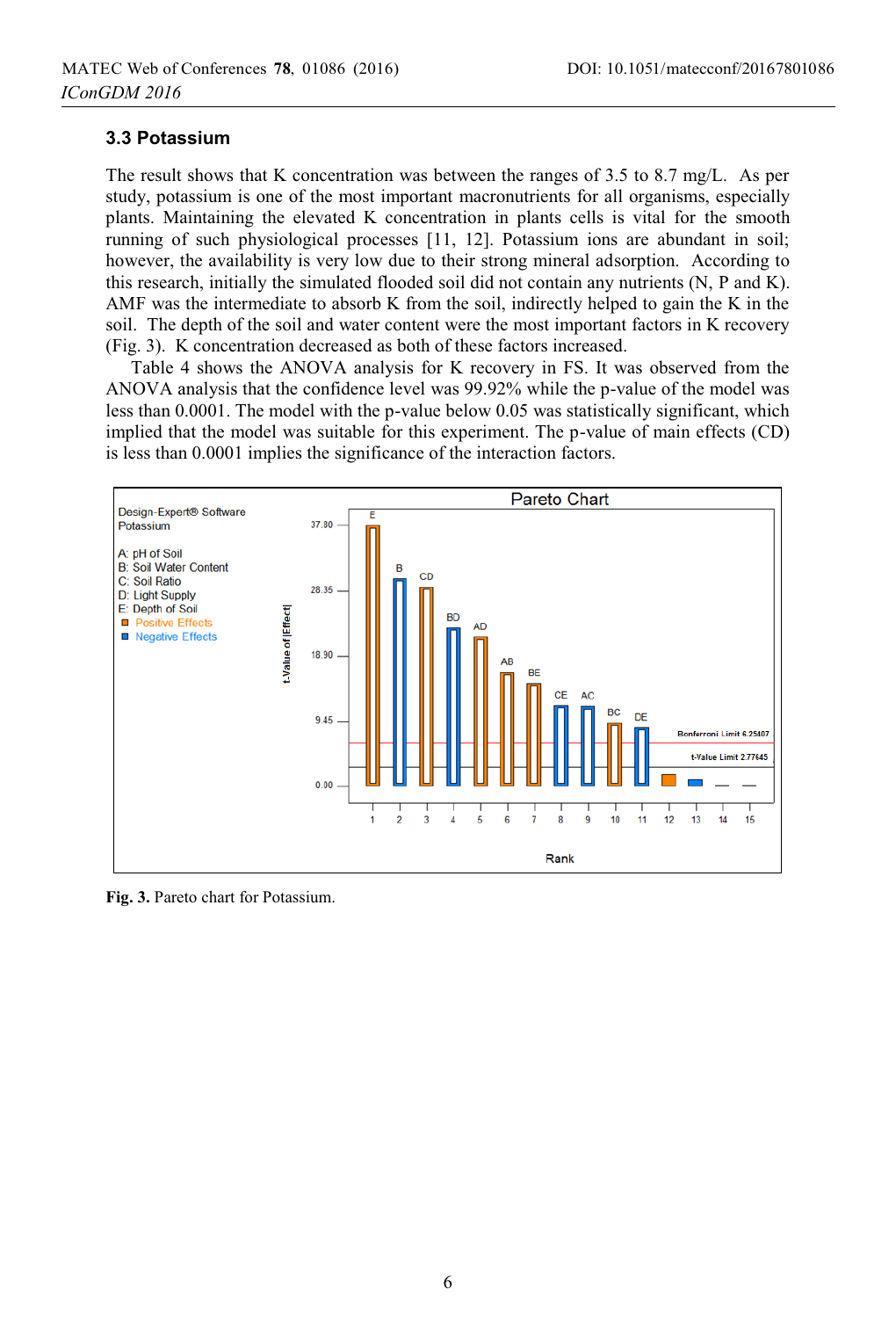### 3.3 Potassium

The result shows that K concentration was between the ranges of 3.5 to 8.7 mg/L. As per study, potassium is one of the most important macronutrients for all organisms, especially plants. Maintaining the elevated K concentration in plants cells is vital for the smooth running of such physiological processes [11, 12]. Potassium ions are abundant in soil; however, the availability is very low due to their strong mineral adsorption. According to this research, initially the simulated flooded soil did not contain any nutrients (N, P and K). AMF was the intermediate to absorb K from the soil, indirectly helped to gain the K in the soil. The depth of the soil and water content were the most important factors in K recovery (Fig. 3). K concentration decreased as both of these factors increased.

Table 4 shows the ANOVA analysis for K recovery in FS. It was observed from the ANOVA analysis that the confidence level was 99.92% while the p-value of the model was less than 0.0001. The model with the p-value below 0.05 was statistically significant, which implied that the model was suitable for this experiment. The p-value of main effects (CD) is less than 0.0001 implies the significance of the interaction factors.

**Fig. 3.** Pareto chart for Potassium.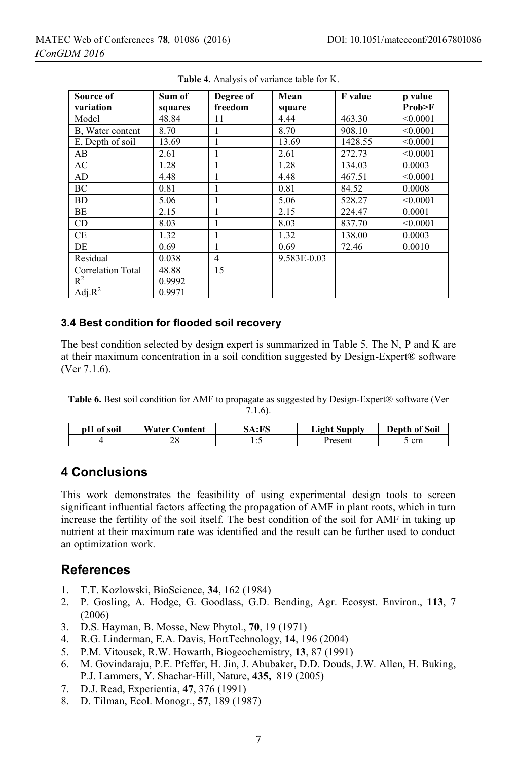**Table 4.** Analysis of variance table for K.

| Source of variation | Sum of squares | Degree of freedom | Mean square | F value | p value Prob>F |
|---|---|---|---|---|---|
| Model | 48.84 | 11 | 4.44 | 463.30 | <0.0001 |
| B, Water content | 8.70 | 1 | 8.70 | 908.10 | <0.0001 |
| E, Depth of soil | 13.69 | 1 | 13.69 | 1428.55 | <0.0001 |
| AB | 2.61 | 1 | 2.61 | 272.73 | <0.0001 |
| AC | 1.28 | 1 | 1.28 | 134.03 | 0.0003 |
| AD | 4.48 | 1 | 4.48 | 467.51 | <0.0001 |
| BC | 0.81 | 1 | 0.81 | 84.52 | 0.0008 |
| BD | 5.06 | 1 | 5.06 | 528.27 | <0.0001 |
| BE | 2.15 | 1 | 2.15 | 224.47 | 0.0001 |
| CD | 8.03 | 1 | 8.03 | 837.70 | <0.0001 |
| CE | 1.32 | 1 | 1.32 | 138.00 | 0.0003 |
| DE | 0.69 | 1 | 0.69 | 72.46 | 0.0010 |
| Residual | 0.038 | 4 | 9.583E-0.03 | | |
| Correlation Total | 48.88 | 15 | | | |
| $R^2$ | 0.9992 | | | | |
| Adj.$R^2$ | 0.9971 | | | | |

### 3.4 Best condition for flooded soil recovery

The best condition selected by design expert is summarized in Table 5. The N, P and K are at their maximum concentration in a soil condition suggested by Design-Expert® software (Ver 7.1.6).

**Table 6.** Best soil condition for AMF to propagate as suggested by Design-Expert® software (Ver 7.1.6).

| pH of soil | Water Content | SA:FS | Light Supply | Depth of Soil |
|---|---|---|---|---|
| 4 | 28 | 1:5 | Present | 5 cm |

## 4 Conclusions

This work demonstrates the feasibility of using experimental design tools to screen significant influential factors affecting the propagation of AMF in plant roots, which in turn increase the fertility of the soil itself. The best condition of the soil for AMF in taking up nutrient at their maximum rate was identified and the result can be further used to conduct an optimization work.

## References

1. T.T. Kozlowski, BioScience, **34**, 162 (1984)
2. P. Gosling, A. Hodge, G. Goodlass, G.D. Bending, Agr. Ecosyst. Environ., **113**, 7 (2006)
3. D.S. Hayman, B. Mosse, New Phytol., **70**, 19 (1971)
4. R.G. Linderman, E.A. Davis, HortTechnology, **14**, 196 (2004)
5. P.M. Vitousek, R.W. Howarth, Biogeochemistry, **13**, 87 (1991)
6. M. Govindaraju, P.E. Pfeffer, H. Jin, J. Abubaker, D.D. Douds, J.W. Allen, H. Buking, P.J. Lammers, Y. Shachar-Hill, Nature, **435,** 819 (2005)
7. D.J. Read, Experientia, **47**, 376 (1991)
8. D. Tilman, Ecol. Monogr., **57**, 189 (1987)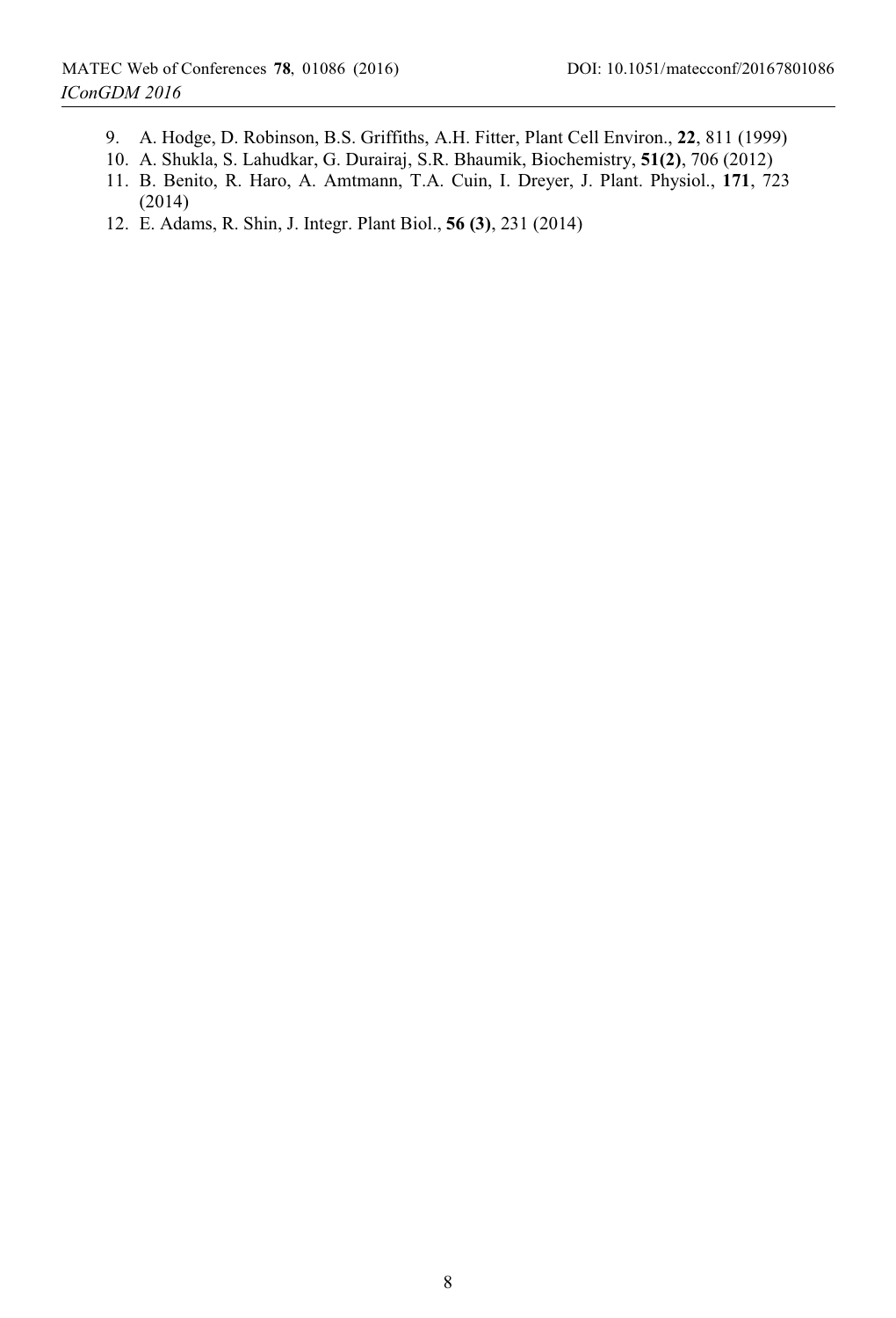9. A. Hodge, D. Robinson, B.S. Griffiths, A.H. Fitter, Plant Cell Environ., **22**, 811 (1999)
10. A. Shukla, S. Lahudkar, G. Durairaj, S.R. Bhaumik, Biochemistry, **51(2)**, 706 (2012)
11. B. Benito, R. Haro, A. Amtmann, T.A. Cuin, I. Dreyer, J. Plant. Physiol., **171**, 723 (2014)
12. E. Adams, R. Shin, J. Integr. Plant Biol., **56 (3)**, 231 (2014)